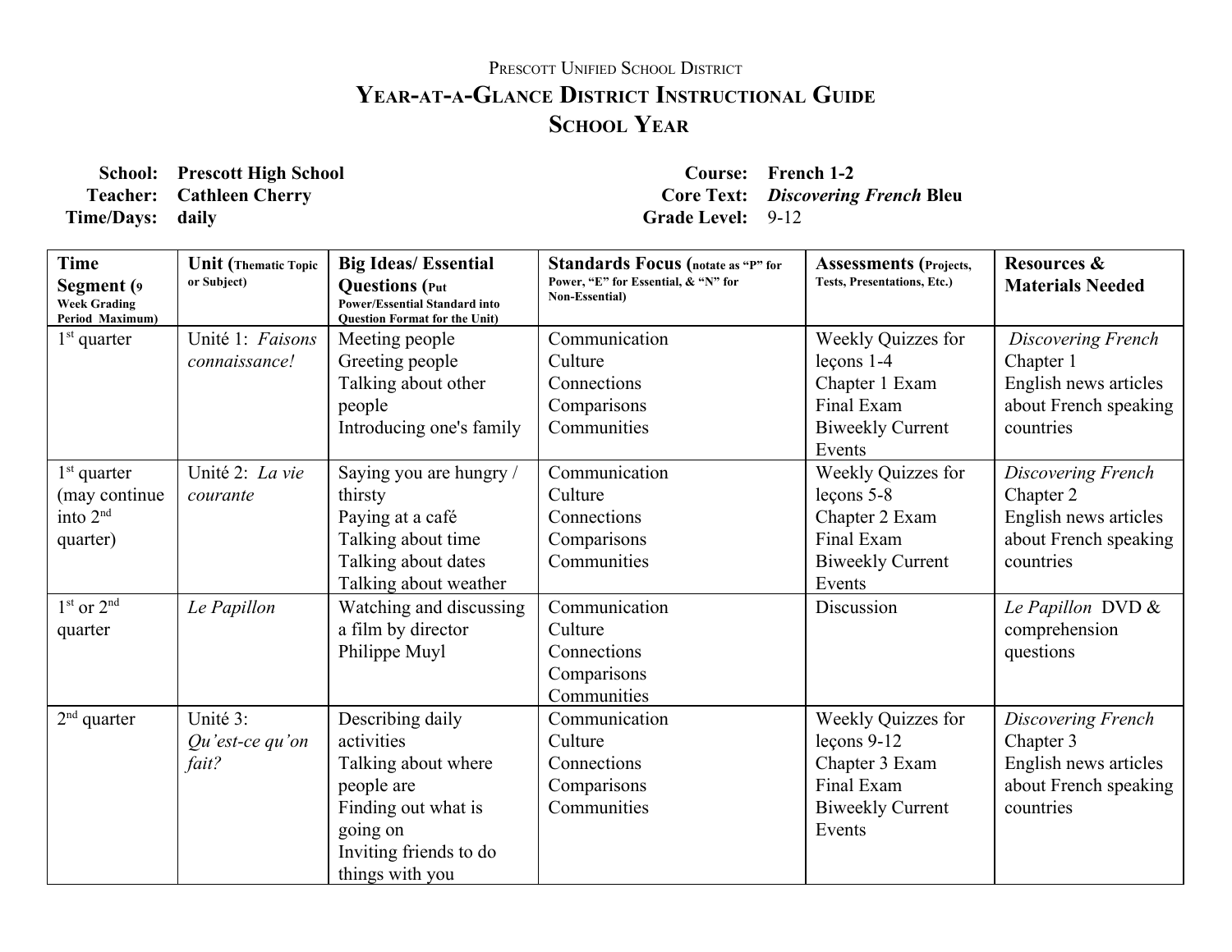Prescott Unified School District

# Year-at-a-Glance District Instructional Guide

## School Year

**School:** **Prescott High School**
**Teacher:** **Cathleen Cherry**
**Time/Days:** **daily**

**Course:** **French 1-2**
**Core Text:** ***Discovering French* Bleu**
**Grade Level:** 9-12

| **Time Segment (9 Week Grading Period Maximum)** | **Unit (Thematic Topic or Subject)** | **Big Ideas/ Essential Questions (Put Power/Essential Standard into Question Format for the Unit)** | **Standards Focus (notate as "P" for Power, "E" for Essential, & "N" for Non-Essential)** | **Assessments (Projects, Tests, Presentations, Etc.)** | **Resources & Materials Needed** |
|---|---|---|---|---|---|
| 1st quarter | Unité 1: *Faisons connaissance!* | Meeting people<br>Greeting people<br>Talking about other people<br>Introducing one's family | Communication<br>Culture<br>Connections<br>Comparisons<br>Communities | Weekly Quizzes for leçons 1-4<br>Chapter 1 Exam<br>Final Exam<br>Biweekly Current Events | *Discovering French* Chapter 1<br>English news articles about French speaking countries |
| 1st quarter (may continue into 2nd quarter) | Unité 2: *La vie courante* | Saying you are hungry / thirsty<br>Paying at a café<br>Talking about time<br>Talking about dates<br>Talking about weather | Communication<br>Culture<br>Connections<br>Comparisons<br>Communities | Weekly Quizzes for leçons 5-8<br>Chapter 2 Exam<br>Final Exam<br>Biweekly Current Events | *Discovering French* Chapter 2<br>English news articles about French speaking countries |
| 1st or 2nd quarter | *Le Papillon* | Watching and discussing a film by director Philippe Muyl | Communication<br>Culture<br>Connections<br>Comparisons<br>Communities | Discussion | *Le Papillon* DVD & comprehension questions |
| 2nd quarter | Unité 3: *Qu'est-ce qu'on fait?* | Describing daily activities<br>Talking about where people are<br>Finding out what is going on<br>Inviting friends to do things with you | Communication<br>Culture<br>Connections<br>Comparisons<br>Communities | Weekly Quizzes for leçons 9-12<br>Chapter 3 Exam<br>Final Exam<br>Biweekly Current Events | *Discovering French* Chapter 3<br>English news articles about French speaking countries |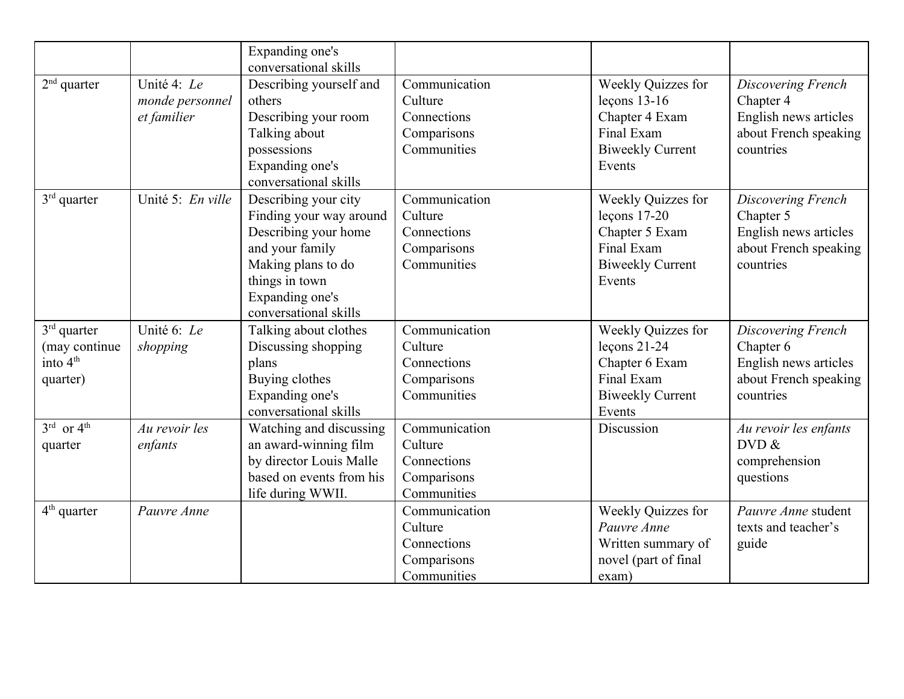| | | | | | |
|---|---|---|---|---|---|
| | | Expanding one's conversational skills | | | |
| 2nd quarter | Unité 4: *Le monde personnel et familier* | Describing yourself and others<br>Describing your room<br>Talking about possessions<br>Expanding one's conversational skills | Communication<br>Culture<br>Connections<br>Comparisons<br>Communities | Weekly Quizzes for leçons 13-16<br>Chapter 4 Exam<br>Final Exam<br>Biweekly Current Events | *Discovering French* Chapter 4<br>English news articles about French speaking countries |
| 3rd quarter | Unité 5: *En ville* | Describing your city<br>Finding your way around<br>Describing your home and your family<br>Making plans to do things in town<br>Expanding one's conversational skills | Communication<br>Culture<br>Connections<br>Comparisons<br>Communities | Weekly Quizzes for leçons 17-20<br>Chapter 5 Exam<br>Final Exam<br>Biweekly Current Events | *Discovering French* Chapter 5<br>English news articles about French speaking countries |
| 3rd quarter (may continue into 4th quarter) | Unité 6: *Le shopping* | Talking about clothes<br>Discussing shopping plans<br>Buying clothes<br>Expanding one's conversational skills | Communication<br>Culture<br>Connections<br>Comparisons<br>Communities | Weekly Quizzes for leçons 21-24<br>Chapter 6 Exam<br>Final Exam<br>Biweekly Current Events | *Discovering French* Chapter 6<br>English news articles about French speaking countries |
| 3rd or 4th quarter | *Au revoir les enfants* | Watching and discussing an award-winning film by director Louis Malle based on events from his life during WWII. | Communication<br>Culture<br>Connections<br>Comparisons<br>Communities | Discussion | *Au revoir les enfants* DVD & comprehension questions |
| 4th quarter | *Pauvre Anne* | | Communication<br>Culture<br>Connections<br>Comparisons<br>Communities | Weekly Quizzes for *Pauvre Anne*<br>Written summary of novel (part of final exam) | *Pauvre Anne* student texts and teacher's guide |